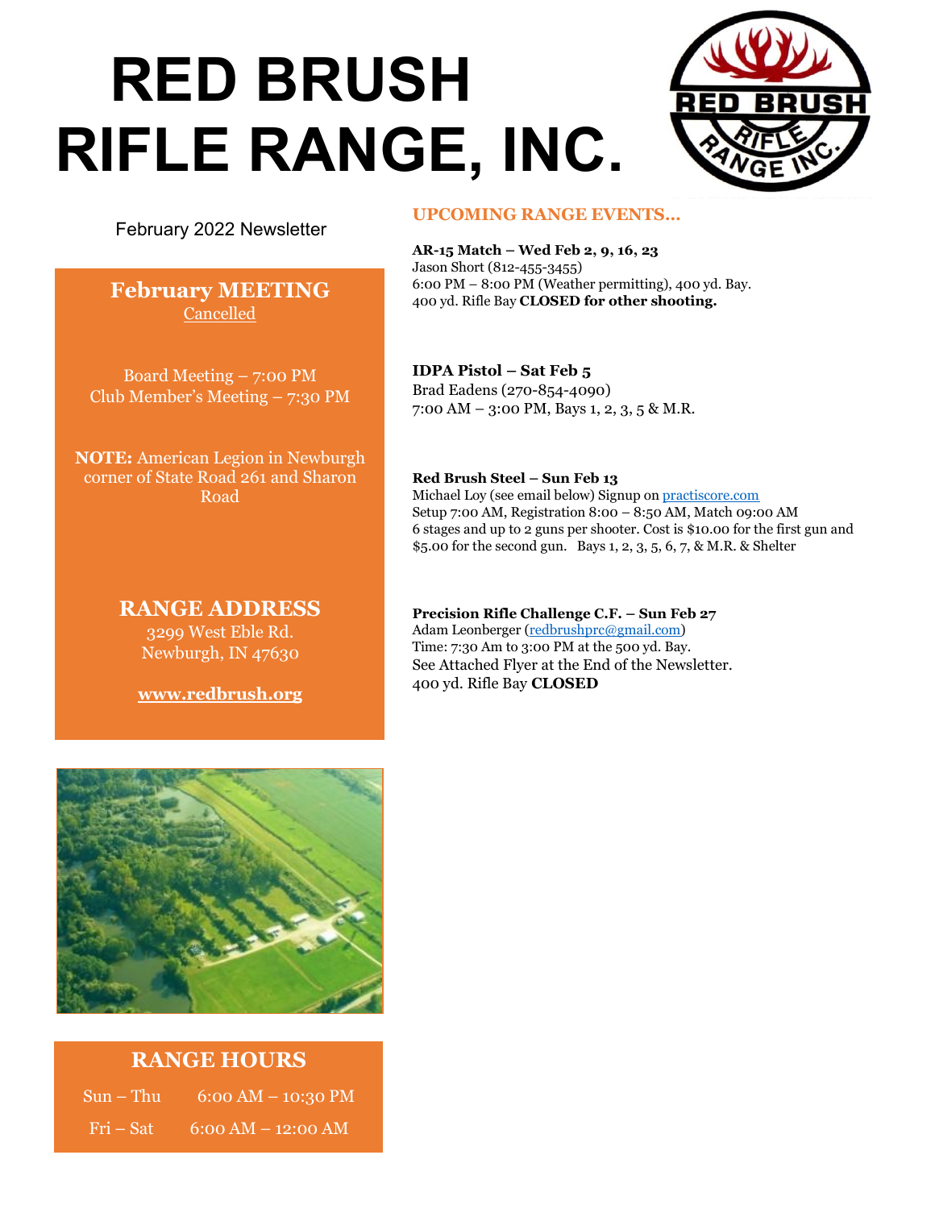# RED BRUSH RIFLE RANGE, INC.

February 2022 Newsletter

## February MEETING

Cancelled

Board Meeting – 7:00 PM
Club Member's Meeting – 7:30 PM

**NOTE:** American Legion in Newburgh corner of State Road 261 and Sharon Road

## RANGE ADDRESS

3299 West Eble Rd.
Newburgh, IN 47630

**www.redbrush.org**

## RANGE HOURS

| | |
|---|---|
| Sun – Thu | 6:00 AM – 10:30 PM |
| Fri – Sat | 6:00 AM – 12:00 AM |

## UPCOMING RANGE EVENTS...

**AR-15 Match – Wed Feb 2, 9, 16, 23**
Jason Short (812-455-3455)
6:00 PM – 8:00 PM (Weather permitting), 400 yd. Bay.
400 yd. Rifle Bay **CLOSED for other shooting.**

**IDPA Pistol – Sat Feb 5**
Brad Eadens (270-854-4090)
7:00 AM – 3:00 PM, Bays 1, 2, 3, 5 & M.R.

**Red Brush Steel – Sun Feb 13**
Michael Loy (see email below) Signup on practiscore.com
Setup 7:00 AM, Registration 8:00 – 8:50 AM, Match 09:00 AM
6 stages and up to 2 guns per shooter. Cost is $10.00 for the first gun and $5.00 for the second gun. Bays 1, 2, 3, 5, 6, 7, & M.R. & Shelter

**Precision Rifle Challenge C.F. – Sun Feb 27**
Adam Leonberger (redbrushprc@gmail.com)
Time: 7:30 Am to 3:00 PM at the 500 yd. Bay.
See Attached Flyer at the End of the Newsletter.
400 yd. Rifle Bay **CLOSED**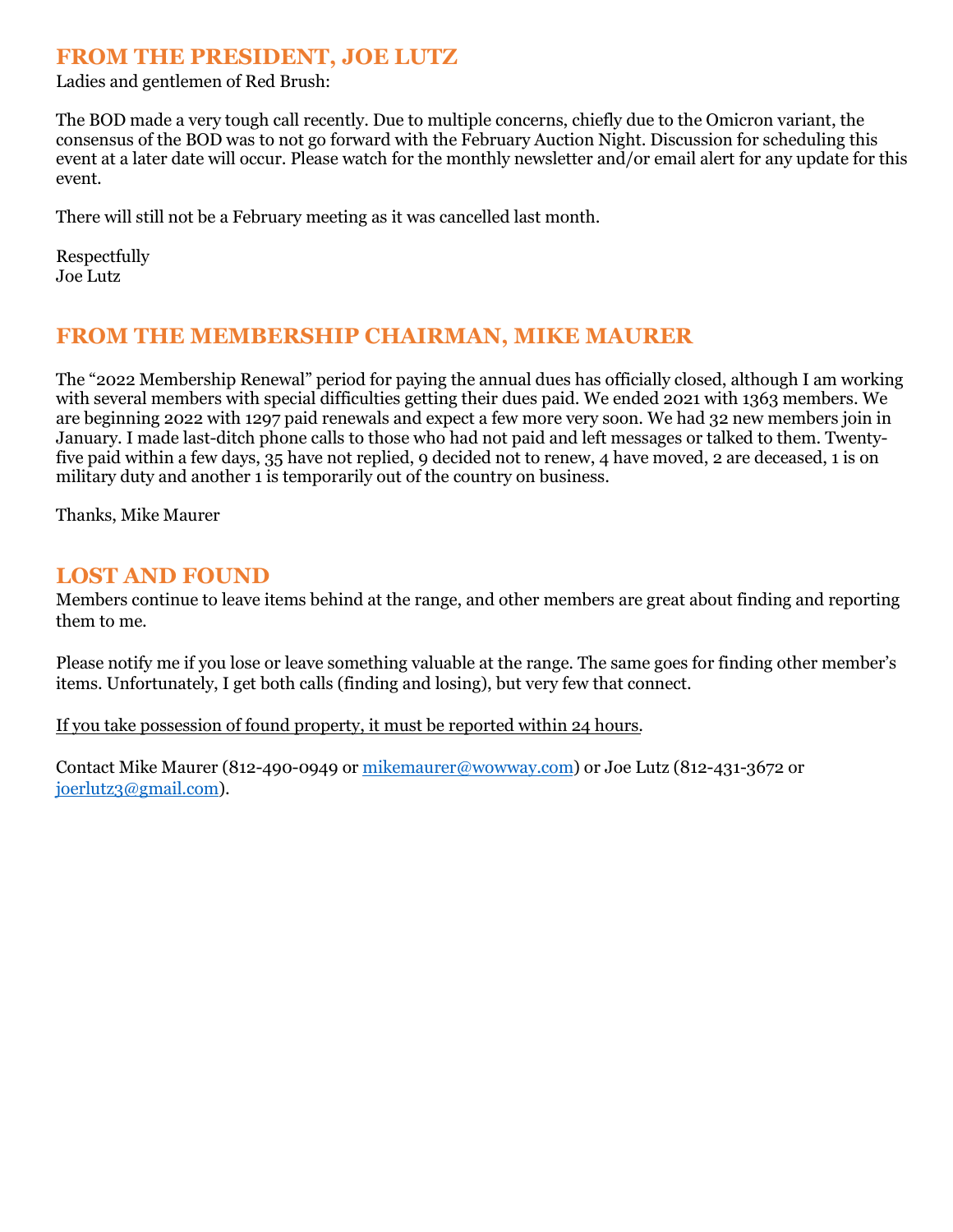## FROM THE PRESIDENT, JOE LUTZ

Ladies and gentlemen of Red Brush:

The BOD made a very tough call recently. Due to multiple concerns, chiefly due to the Omicron variant, the consensus of the BOD was to not go forward with the February Auction Night. Discussion for scheduling this event at a later date will occur. Please watch for the monthly newsletter and/or email alert for any update for this event.

There will still not be a February meeting as it was cancelled last month.

Respectfully
Joe Lutz

## FROM THE MEMBERSHIP CHAIRMAN, MIKE MAURER

The "2022 Membership Renewal" period for paying the annual dues has officially closed, although I am working with several members with special difficulties getting their dues paid. We ended 2021 with 1363 members. We are beginning 2022 with 1297 paid renewals and expect a few more very soon. We had 32 new members join in January. I made last-ditch phone calls to those who had not paid and left messages or talked to them. Twenty-five paid within a few days, 35 have not replied, 9 decided not to renew, 4 have moved, 2 are deceased, 1 is on military duty and another 1 is temporarily out of the country on business.

Thanks, Mike Maurer

## LOST AND FOUND

Members continue to leave items behind at the range, and other members are great about finding and reporting them to me.

Please notify me if you lose or leave something valuable at the range. The same goes for finding other member's items. Unfortunately, I get both calls (finding and losing), but very few that connect.

<u>If you take possession of found property, it must be reported within 24 hours</u>.

Contact Mike Maurer (812-490-0949 or mikemaurer@wowway.com) or Joe Lutz (812-431-3672 or joerlutz3@gmail.com).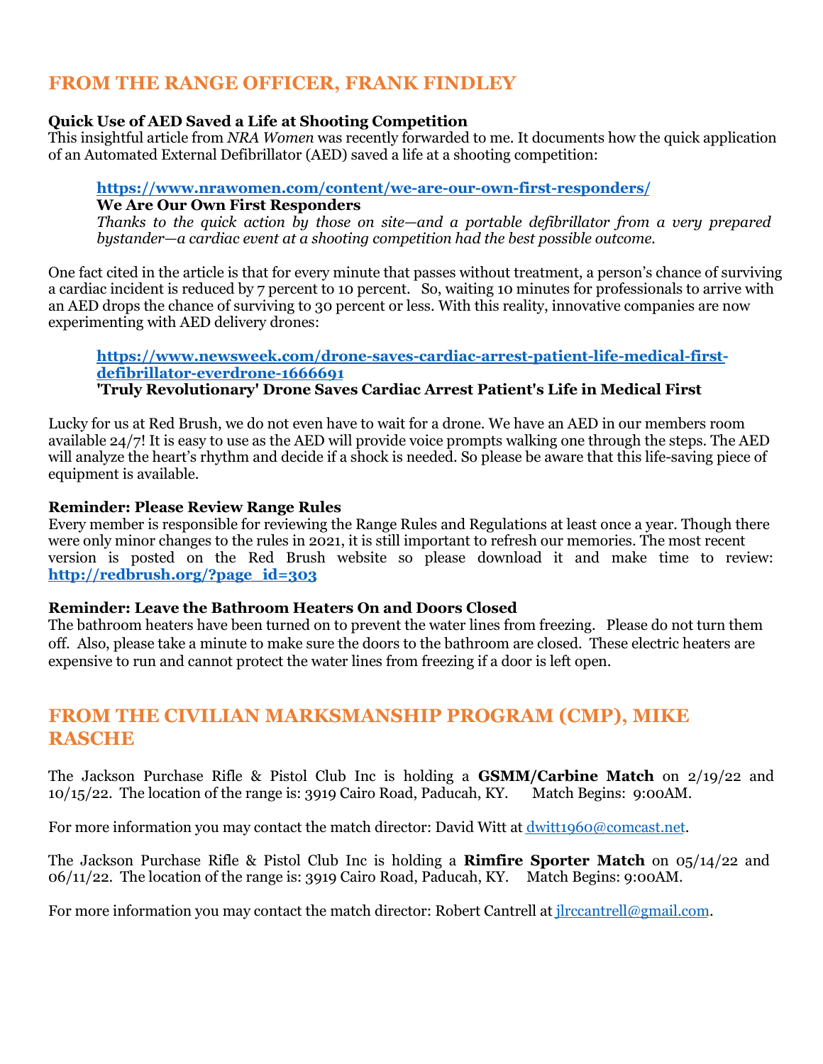## FROM THE RANGE OFFICER, FRANK FINDLEY

**Quick Use of AED Saved a Life at Shooting Competition**

This insightful article from *NRA Women* was recently forwarded to me. It documents how the quick application of an Automated External Defibrillator (AED) saved a life at a shooting competition:

> **https://www.nrawomen.com/content/we-are-our-own-first-responders/**
>
> **We Are Our Own First Responders**
>
> *Thanks to the quick action by those on site—and a portable defibrillator from a very prepared bystander—a cardiac event at a shooting competition had the best possible outcome.*

One fact cited in the article is that for every minute that passes without treatment, a person's chance of surviving a cardiac incident is reduced by 7 percent to 10 percent. So, waiting 10 minutes for professionals to arrive with an AED drops the chance of surviving to 30 percent or less. With this reality, innovative companies are now experimenting with AED delivery drones:

> **https://www.newsweek.com/drone-saves-cardiac-arrest-patient-life-medical-first-defibrillator-everdrone-1666691**
>
> **'Truly Revolutionary' Drone Saves Cardiac Arrest Patient's Life in Medical First**

Lucky for us at Red Brush, we do not even have to wait for a drone. We have an AED in our members room available 24/7! It is easy to use as the AED will provide voice prompts walking one through the steps. The AED will analyze the heart's rhythm and decide if a shock is needed. So please be aware that this life-saving piece of equipment is available.

**Reminder: Please Review Range Rules**

Every member is responsible for reviewing the Range Rules and Regulations at least once a year. Though there were only minor changes to the rules in 2021, it is still important to refresh our memories. The most recent version is posted on the Red Brush website so please download it and make time to review: **http://redbrush.org/?page_id=303**

**Reminder: Leave the Bathroom Heaters On and Doors Closed**

The bathroom heaters have been turned on to prevent the water lines from freezing. Please do not turn them off. Also, please take a minute to make sure the doors to the bathroom are closed. These electric heaters are expensive to run and cannot protect the water lines from freezing if a door is left open.

## FROM THE CIVILIAN MARKSMANSHIP PROGRAM (CMP), MIKE RASCHE

The Jackson Purchase Rifle & Pistol Club Inc is holding a **GSMM/Carbine Match** on 2/19/22 and 10/15/22. The location of the range is: 3919 Cairo Road, Paducah, KY. Match Begins: 9:00AM.

For more information you may contact the match director: David Witt at dwitt1960@comcast.net.

The Jackson Purchase Rifle & Pistol Club Inc is holding a **Rimfire Sporter Match** on 05/14/22 and 06/11/22. The location of the range is: 3919 Cairo Road, Paducah, KY. Match Begins: 9:00AM.

For more information you may contact the match director: Robert Cantrell at jlrccantrell@gmail.com.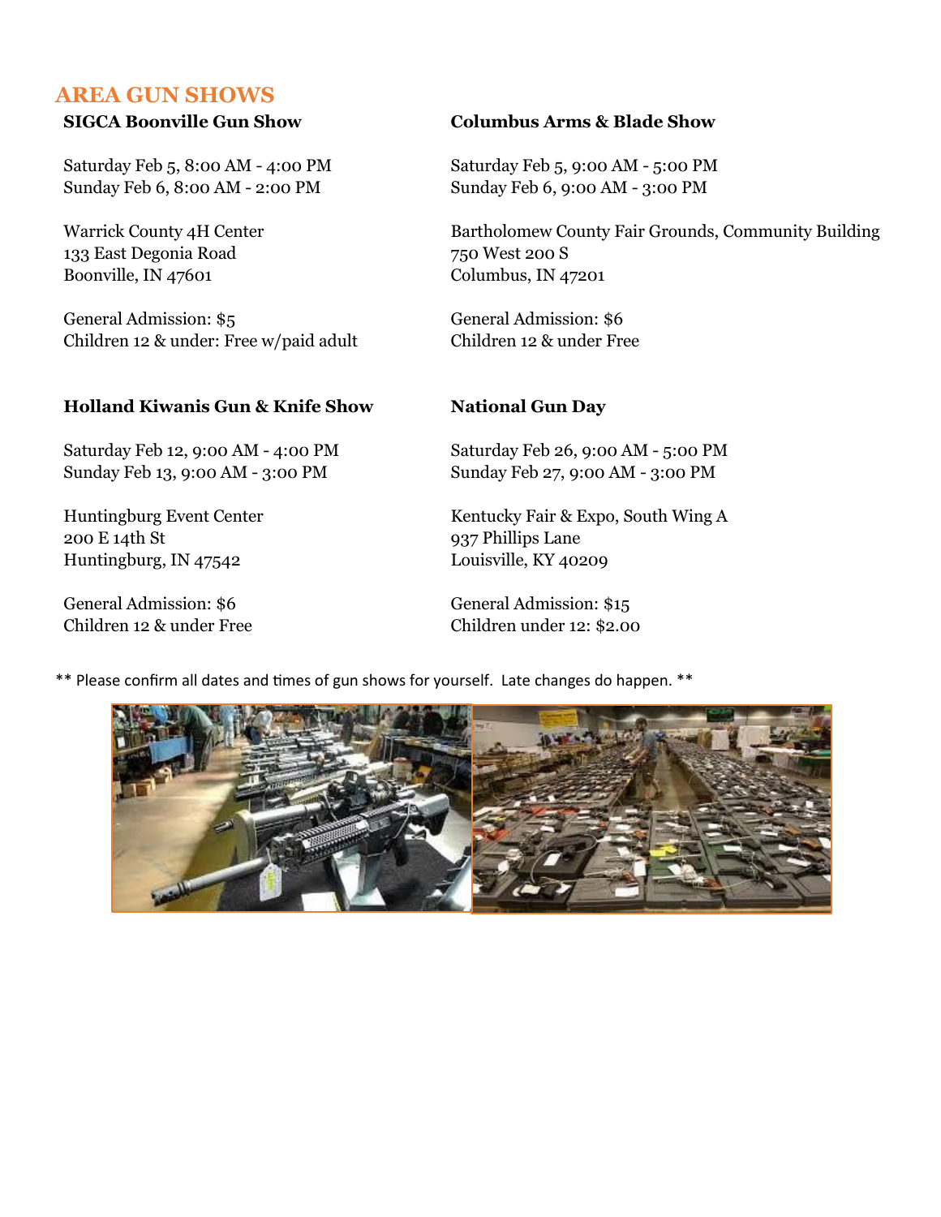## AREA GUN SHOWS

**SIGCA Boonville Gun Show**

Saturday Feb 5, 8:00 AM - 4:00 PM
Sunday Feb 6, 8:00 AM - 2:00 PM

Warrick County 4H Center
133 East Degonia Road
Boonville, IN 47601

General Admission: $5
Children 12 & under: Free w/paid adult

**Columbus Arms & Blade Show**

Saturday Feb 5, 9:00 AM - 5:00 PM
Sunday Feb 6, 9:00 AM - 3:00 PM

Bartholomew County Fair Grounds, Community Building
750 West 200 S
Columbus, IN 47201

General Admission: $6
Children 12 & under Free

**Holland Kiwanis Gun & Knife Show**

Saturday Feb 12, 9:00 AM - 4:00 PM
Sunday Feb 13, 9:00 AM - 3:00 PM

Huntingburg Event Center
200 E 14th St
Huntingburg, IN 47542

General Admission: $6
Children 12 & under Free

**National Gun Day**

Saturday Feb 26, 9:00 AM - 5:00 PM
Sunday Feb 27, 9:00 AM - 3:00 PM

Kentucky Fair & Expo, South Wing A
937 Phillips Lane
Louisville, KY 40209

General Admission: $15
Children under 12: $2.00

** Please confirm all dates and times of gun shows for yourself. Late changes do happen. **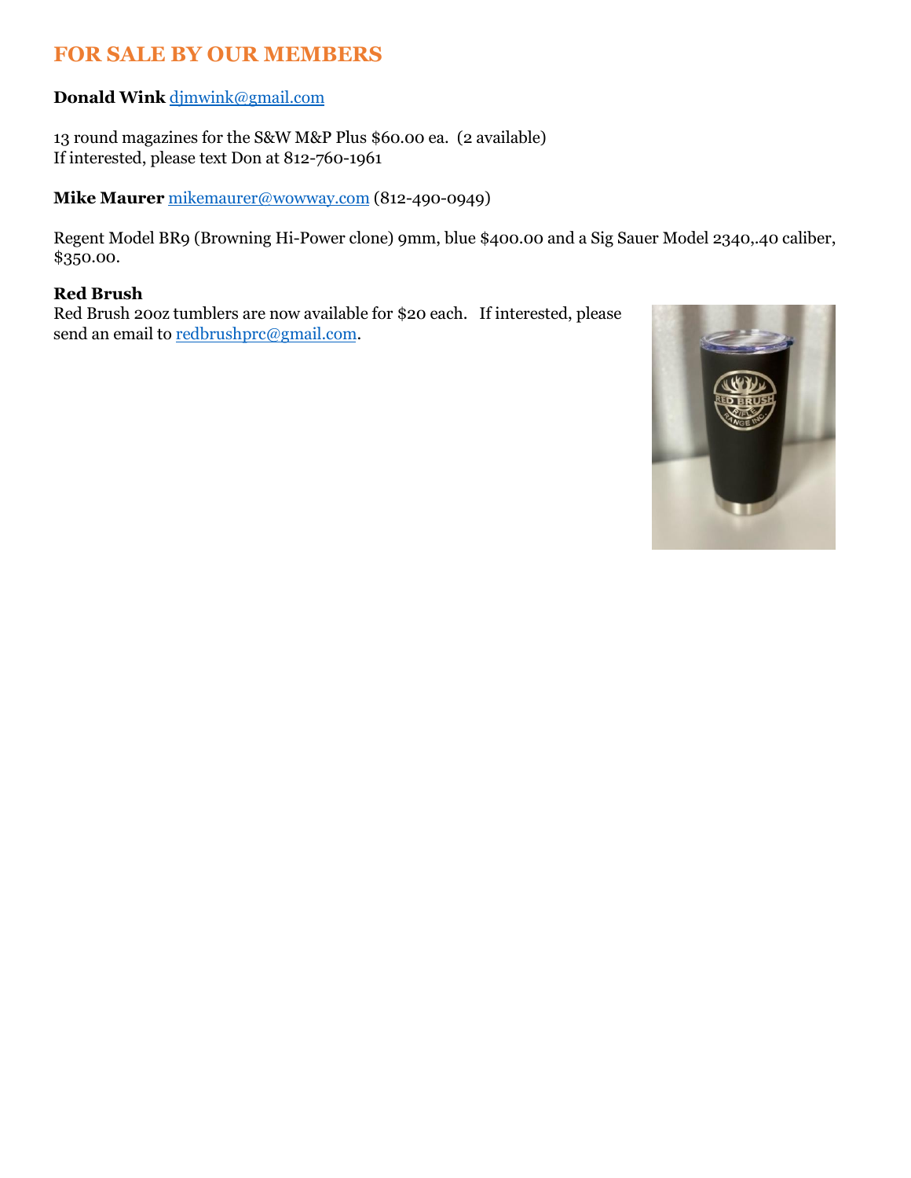## FOR SALE BY OUR MEMBERS

**Donald Wink** djmwink@gmail.com

13 round magazines for the S&W M&P Plus $60.00 ea. (2 available)
If interested, please text Don at 812-760-1961

**Mike Maurer** mikemaurer@wowway.com (812-490-0949)

Regent Model BR9 (Browning Hi-Power clone) 9mm, blue $400.00 and a Sig Sauer Model 2340,.40 caliber, $350.00.

**Red Brush**
Red Brush 20oz tumblers are now available for $20 each. If interested, please send an email to redbrushprc@gmail.com.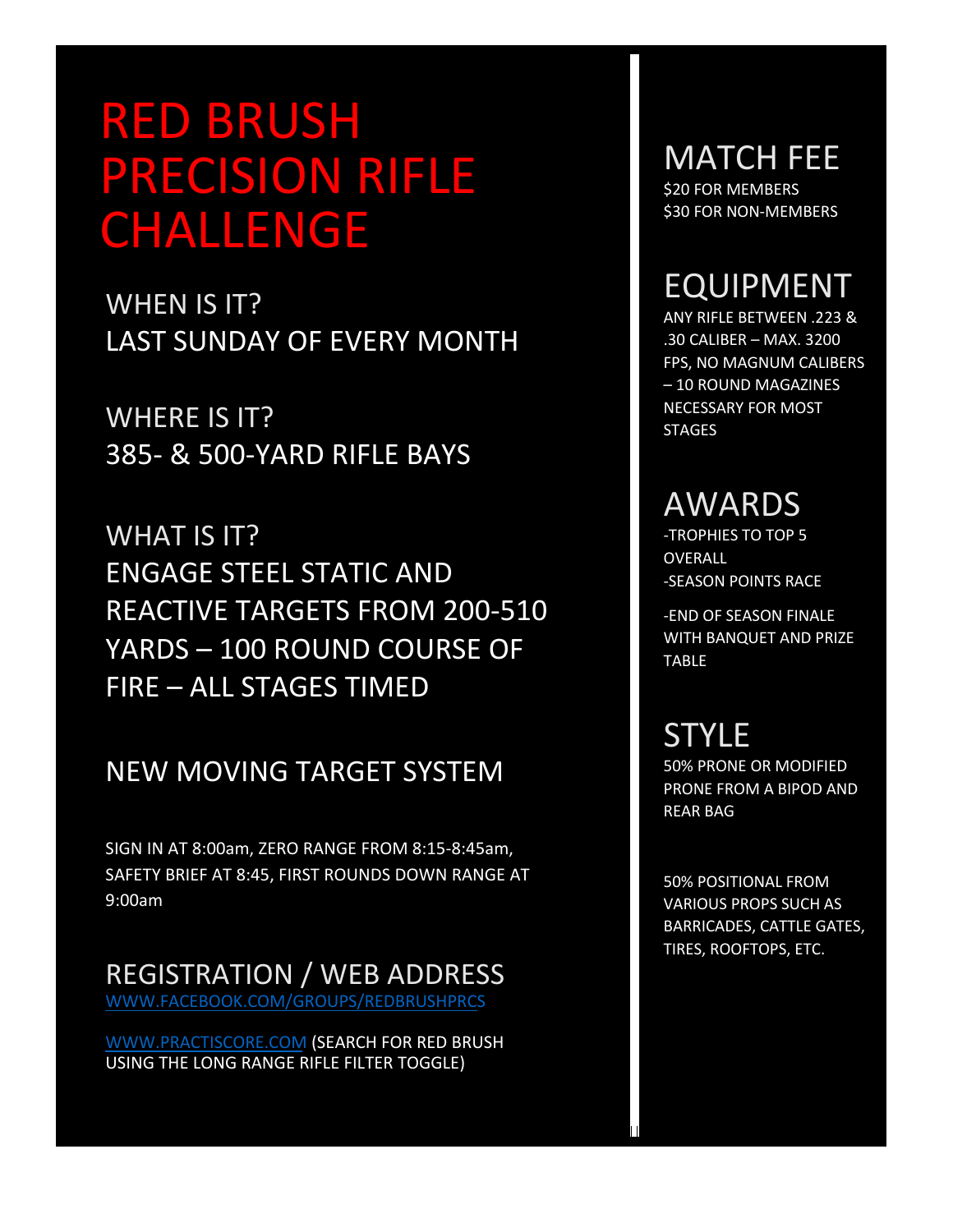# RED BRUSH PRECISION RIFLE CHALLENGE

WHEN IS IT?
LAST SUNDAY OF EVERY MONTH

WHERE IS IT?
385- & 500-YARD RIFLE BAYS

WHAT IS IT?
ENGAGE STEEL STATIC AND REACTIVE TARGETS FROM 200-510 YARDS – 100 ROUND COURSE OF FIRE – ALL STAGES TIMED

NEW MOVING TARGET SYSTEM

SIGN IN AT 8:00am, ZERO RANGE FROM 8:15-8:45am, SAFETY BRIEF AT 8:45, FIRST ROUNDS DOWN RANGE AT 9:00am

## REGISTRATION / WEB ADDRESS

WWW.FACEBOOK.COM/GROUPS/REDBRUSHPRCS

WWW.PRACTISCORE.COM (SEARCH FOR RED BRUSH USING THE LONG RANGE RIFLE FILTER TOGGLE)

## MATCH FEE

$20 FOR MEMBERS
$30 FOR NON-MEMBERS

## EQUIPMENT

ANY RIFLE BETWEEN .223 & .30 CALIBER – MAX. 3200 FPS, NO MAGNUM CALIBERS – 10 ROUND MAGAZINES NECESSARY FOR MOST STAGES

## AWARDS

-TROPHIES TO TOP 5 OVERALL
-SEASON POINTS RACE

-END OF SEASON FINALE WITH BANQUET AND PRIZE TABLE

## STYLE

50% PRONE OR MODIFIED PRONE FROM A BIPOD AND REAR BAG

50% POSITIONAL FROM VARIOUS PROPS SUCH AS BARRICADES, CATTLE GATES, TIRES, ROOFTOPS, ETC.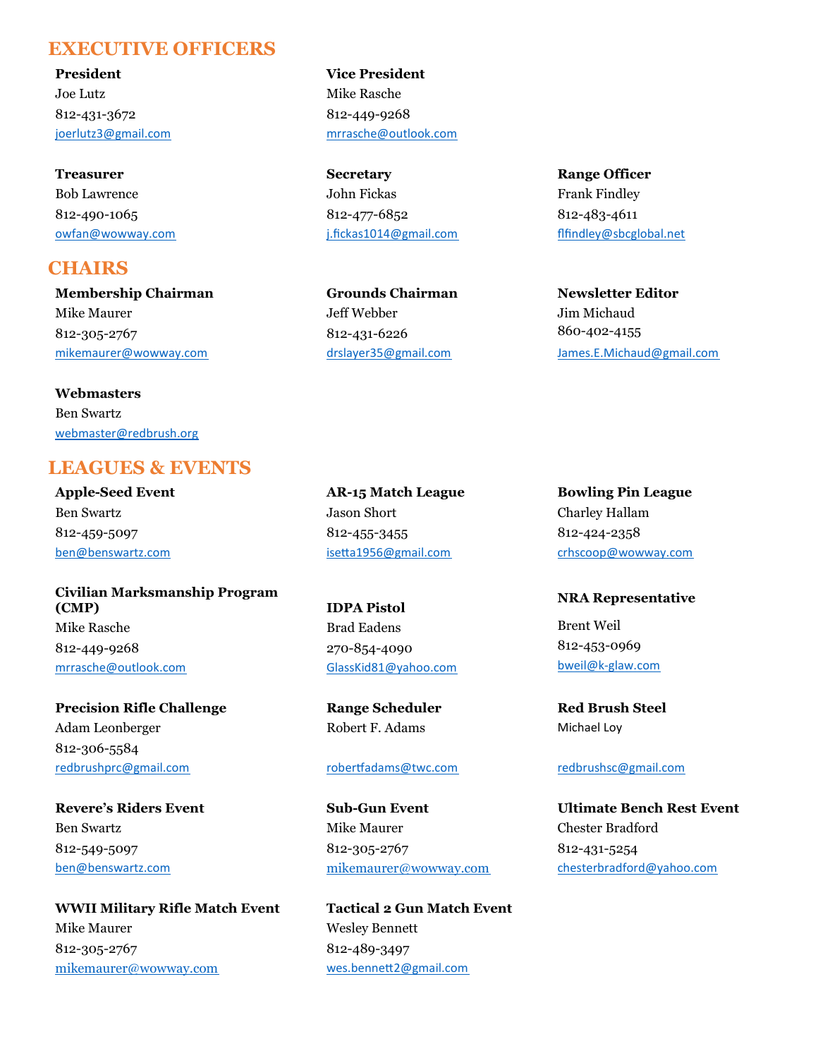## EXECUTIVE OFFICERS

**President**
Joe Lutz
812-431-3672
joerlutz3@gmail.com

**Vice President**
Mike Rasche
812-449-9268
mrrasche@outlook.com

**Treasurer**
Bob Lawrence
812-490-1065
owfan@wowway.com

**Secretary**
John Fickas
812-477-6852
j.fickas1014@gmail.com

**Range Officer**
Frank Findley
812-483-4611
flfindley@sbcglobal.net

## CHAIRS

**Membership Chairman**
Mike Maurer
812-305-2767
mikemaurer@wowway.com

**Grounds Chairman**
Jeff Webber
812-431-6226
drslayer35@gmail.com

**Newsletter Editor**
Jim Michaud
860-402-4155
James.E.Michaud@gmail.com

**Webmasters**
Ben Swartz
webmaster@redbrush.org

## LEAGUES & EVENTS

**Apple-Seed Event**
Ben Swartz
812-459-5097
ben@benswartz.com

**AR-15 Match League**
Jason Short
812-455-3455
isetta1956@gmail.com

**Bowling Pin League**
Charley Hallam
812-424-2358
crhscoop@wowway.com

**Civilian Marksmanship Program (CMP)**
Mike Rasche
812-449-9268
mrrasche@outlook.com

**IDPA Pistol**
Brad Eadens
270-854-4090
GlassKid81@yahoo.com

**NRA Representative**
Brent Weil
812-453-0969
bweil@k-glaw.com

**Precision Rifle Challenge**
Adam Leonberger
812-306-5584
redbrushprc@gmail.com

**Range Scheduler**
Robert F. Adams
robertfadams@twc.com

**Red Brush Steel**
Michael Loy
redbrushsc@gmail.com

**Revere's Riders Event**
Ben Swartz
812-549-5097
ben@benswartz.com

**Sub-Gun Event**
Mike Maurer
812-305-2767
mikemaurer@wowway.com

**Ultimate Bench Rest Event**
Chester Bradford
812-431-5254
chesterbradford@yahoo.com

**WWII Military Rifle Match Event**
Mike Maurer
812-305-2767
mikemaurer@wowway.com

**Tactical 2 Gun Match Event**
Wesley Bennett
812-489-3497
wes.bennett2@gmail.com